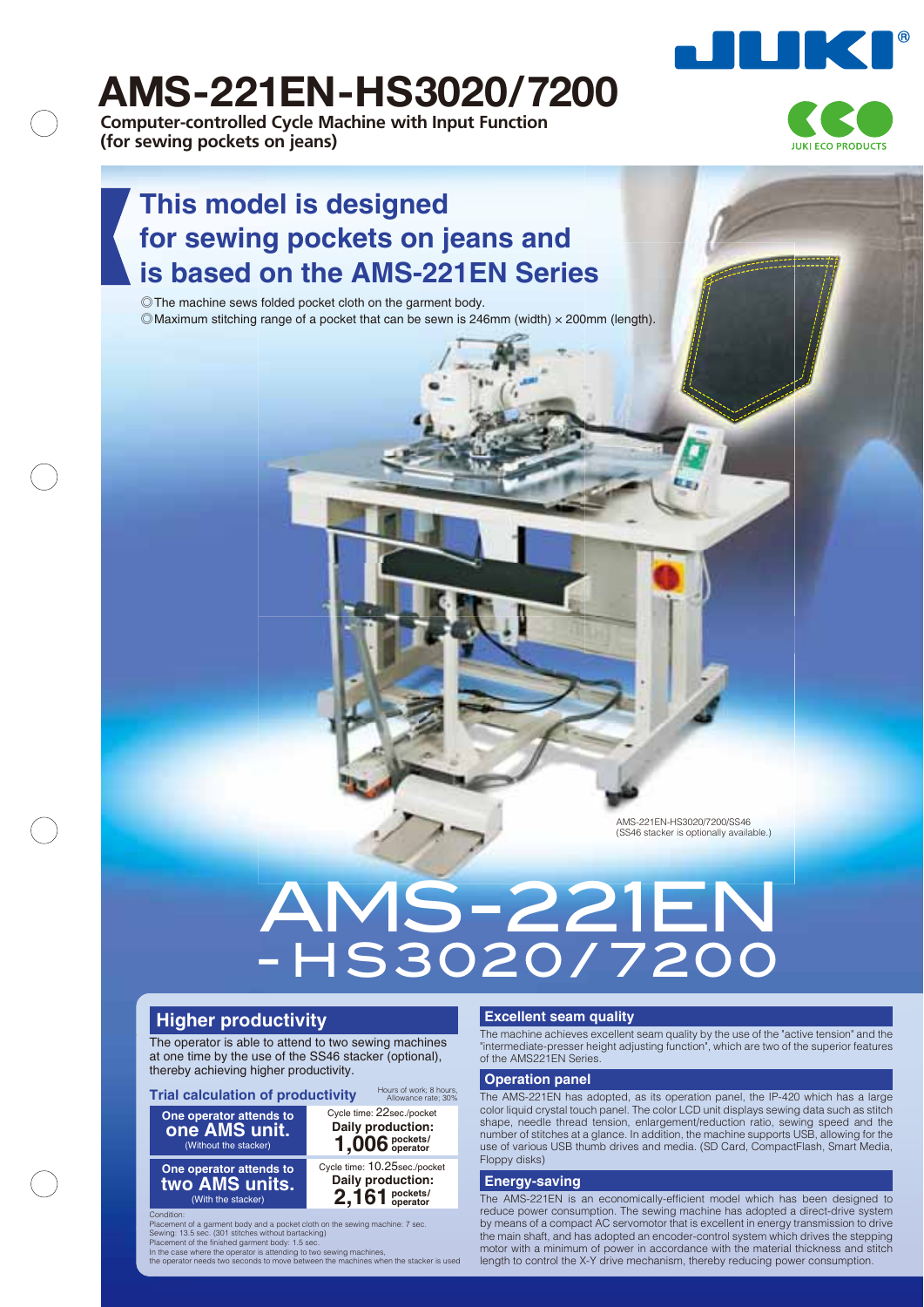# AMS-221EN-HS3020/7200

**Computer-controlled Cycle Machine with Input Function (for sewing pockets on jeans)**

JUKI ECO PRODUCTS

## This model is designed for sewing pockets on jeans and is based on the AMS-221EN Series

◎The machine sews folded pocket cloth on the garment body.
◎Maximum stitching range of a pocket that can be sewn is 246mm (width) × 200mm (length).

AMS-221EN-HS3020/7200/SS46
(SS46 stacker is optionally available.)

AMS-221EN
-HS3020/7200

## Higher productivity

The operator is able to attend to two sewing machines at one time by the use of the SS46 stacker (optional), thereby achieving higher productivity.

### Trial calculation of productivity

Hours of work: 8 hours, Allowance rate: 30%

| | |
|---|---|
| **One operator attends to one AMS unit.** (Without the stacker) | Cycle time: 22sec./pocket **Daily production: 1,006 pockets/operator** |
| **One operator attends to two AMS units.** (With the stacker) | Cycle time: 10.25sec./pocket **Daily production: 2,161 pockets/operator** |

Condition:
Placement of a garment body and a pocket cloth on the sewing machine: 7 sec.
Sewing: 13.5 sec. (301 stitches without bartacking)
Placement of the finished garment body: 1.5 sec.
In the case where the operator is attending to two sewing machines, the operator needs two seconds to move between the machines when the stacker is used

## Excellent seam quality

The machine achieves excellent seam quality by the use of the "active tension" and the "intermediate-presser height adjusting function", which are two of the superior features of the AMS221EN Series.

## Operation panel

The AMS-221EN has adopted, as its operation panel, the IP-420 which has a large color liquid crystal touch panel. The color LCD unit displays sewing data such as stitch shape, needle thread tension, enlargement/reduction ratio, sewing speed and the number of stitches at a glance. In addition, the machine supports USB, allowing for the use of various USB thumb drives and media. (SD Card, CompactFlash, Smart Media, Floppy disks)

## Energy-saving

The AMS-221EN is an economically-efficient model which has been designed to reduce power consumption. The sewing machine has adopted a direct-drive system by means of a compact AC servomotor that is excellent in energy transmission to drive the main shaft, and has adopted an encoder-control system which drives the stepping motor with a minimum of power in accordance with the material thickness and stitch length to control the X-Y drive mechanism, thereby reducing power consumption.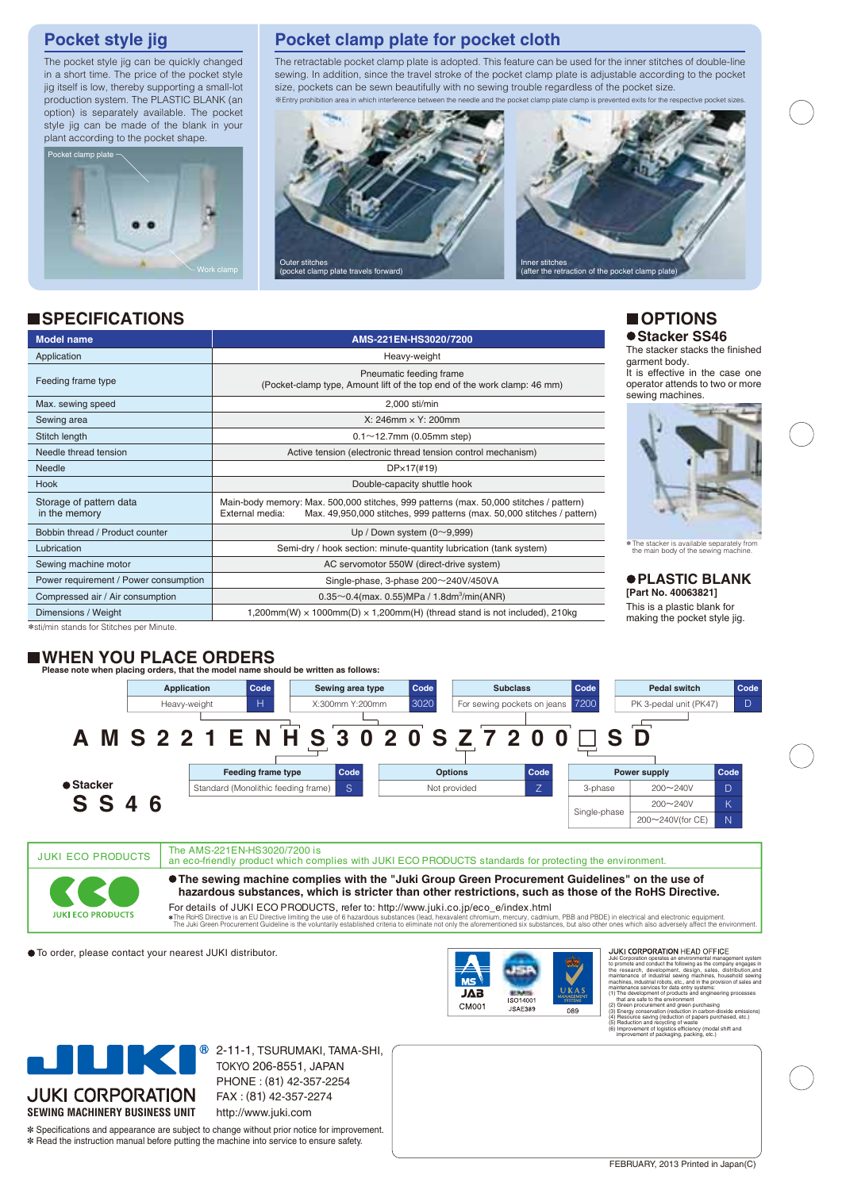## Pocket style jig

The pocket style jig can be quickly changed in a short time. The price of the pocket style jig itself is low, thereby supporting a small-lot production system. The PLASTIC BLANK (an option) is separately available. The pocket style jig can be made of the blank in your plant according to the pocket shape.

Pocket clamp plate

Work clamp

## Pocket clamp plate for pocket cloth

The retractable pocket clamp plate is adopted. This feature can be used for the inner stitches of double-line sewing. In addition, since the travel stroke of the pocket clamp plate is adjustable according to the pocket size, pockets can be sewn beautifully with no sewing trouble regardless of the pocket size.

※Entry prohibition area in which interference between the needle and the pocket clamp plate clamp is prevented exits for the respective pocket sizes.

Outer stitches (pocket clamp plate travels forward)

Inner stitches (after the retraction of the pocket clamp plate)

## SPECIFICATIONS

| Model name | AMS-221EN-HS3020/7200 |
|---|---|
| Application | Heavy-weight |
| Feeding frame type | Pneumatic feeding frame (Pocket-clamp type, Amount lift of the top end of the work clamp: 46 mm) |
| Max. sewing speed | 2,000 sti/min |
| Sewing area | X: 246mm × Y: 200mm |
| Stitch length | 0.1～12.7mm (0.05mm step) |
| Needle thread tension | Active tension (electronic thread tension control mechanism) |
| Needle | DP×17(#19) |
| Hook | Double-capacity shuttle hook |
| Storage of pattern data in the memory | Main-body memory: Max. 500,000 stitches, 999 patterns (max. 50,000 stitches / pattern) External media: Max. 49,950,000 stitches, 999 patterns (max. 50,000 stitches / pattern) |
| Bobbin thread / Product counter | Up / Down system (0～9,999) |
| Lubrication | Semi-dry / hook section: minute-quantity lubrication (tank system) |
| Sewing machine motor | AC servomotor 550W (direct-drive system) |
| Power requirement / Power consumption | Single-phase, 3-phase 200～240V/450VA |
| Compressed air / Air consumption | 0.35～0.4(max. 0.55)MPa / 1.8dm³/min(ANR) |
| Dimensions / Weight | 1,200mm(W) × 1000mm(D) × 1,200mm(H) (thread stand is not included), 210kg |

*sti/min stands for Stitches per Minute.

## OPTIONS

### ●Stacker SS46

The stacker stacks the finished garment body.
It is effective in the case one operator attends to two or more sewing machines.

*The stacker is available separately from the main body of the sewing machine.

### ●PLASTIC BLANK

**[Part No. 40063821]**

This is a plastic blank for making the pocket style jig.

## WHEN YOU PLACE ORDERS

**Please note when placing orders, that the model name should be written as follows:**

**A M S 2 2 1 E N H S 3 0 2 0 S Z 7 2 0 0 □ S D**

| Application | Code |
|---|---|
| Heavy-weight | H |

| Sewing area type | Code |
|---|---|
| X:300mm Y:200mm | 3020 |

| Subclass | Code |
|---|---|
| For sewing pockets on jeans | 7200 |

| Pedal switch | Code |
|---|---|
| PK 3-pedal unit (PK47) | D |

| Feeding frame type | Code |
|---|---|
| Standard (Monolithic feeding frame) | S |

| Options | Code |
|---|---|
| Not provided | Z |

| Power supply | | Code |
|---|---|---|
| 3-phase | 200～240V | D |
| Single-phase | 200～240V | K |
| | 200～240V(for CE) | N |

●Stacker
**S S 4 6**

JUKI ECO PRODUCTS

The AMS-221EN-HS3020/7200 is an eco-friendly product which complies with JUKI ECO PRODUCTS standards for protecting the environment.

**●The sewing machine complies with the "Juki Group Green Procurement Guidelines" on the use of hazardous substances, which is stricter than other restrictions, such as those of the RoHS Directive.**

For details of JUKI ECO PRODUCTS, refer to: http://www.juki.co.jp/eco_e/index.html

*The RoHS Directive is an EU Directive limiting the use of 6 hazardous substances (lead, hexavalent chromium, mercury, cadmium, PBB and PBDE) in electrical and electronic equipment. The Juki Green Procurement Guideline is the voluntarily established criteria to eliminate not only the aforementioned six substances, but also other ones which also adversely affect the environment.

● To order, please contact your nearest JUKI distributor.

CM001 ISO14001 JSAE389 089

JUKI CORPORATION HEAD OFFICE
Juki Corporation operates an environmental management system to promote and conduct the following as the company engages in the research, development, design, sales, distribution,and maintenance of industrial sewing machines, household sewing machines, industrial robots, etc., and in the provision of sales and maintenance services for data entry systems:
(1) The development of products and engineering processes that are safe to the environment
(2) Green procurement and green purchasing
(3) Energy conservation (reduction in carbon-dioxide emissions)
(4) Resource saving (reduction of papers purchased, etc.)
(5) Reduction and recycling of waste
(6) Improvement of logistics efficiency (modal shift and improvement of packaging, packing, etc.)

JUKI CORPORATION
SEWING MACHINERY BUSINESS UNIT

2-11-1, TSURUMAKI, TAMA-SHI, TOKYO 206-8551, JAPAN
PHONE : (81) 42-357-2254
FAX : (81) 42-357-2274
http://www.juki.com

* Specifications and appearance are subject to change without prior notice for improvement.
* Read the instruction manual before putting the machine into service to ensure safety.

FEBRUARY, 2013 Printed in Japan(C)